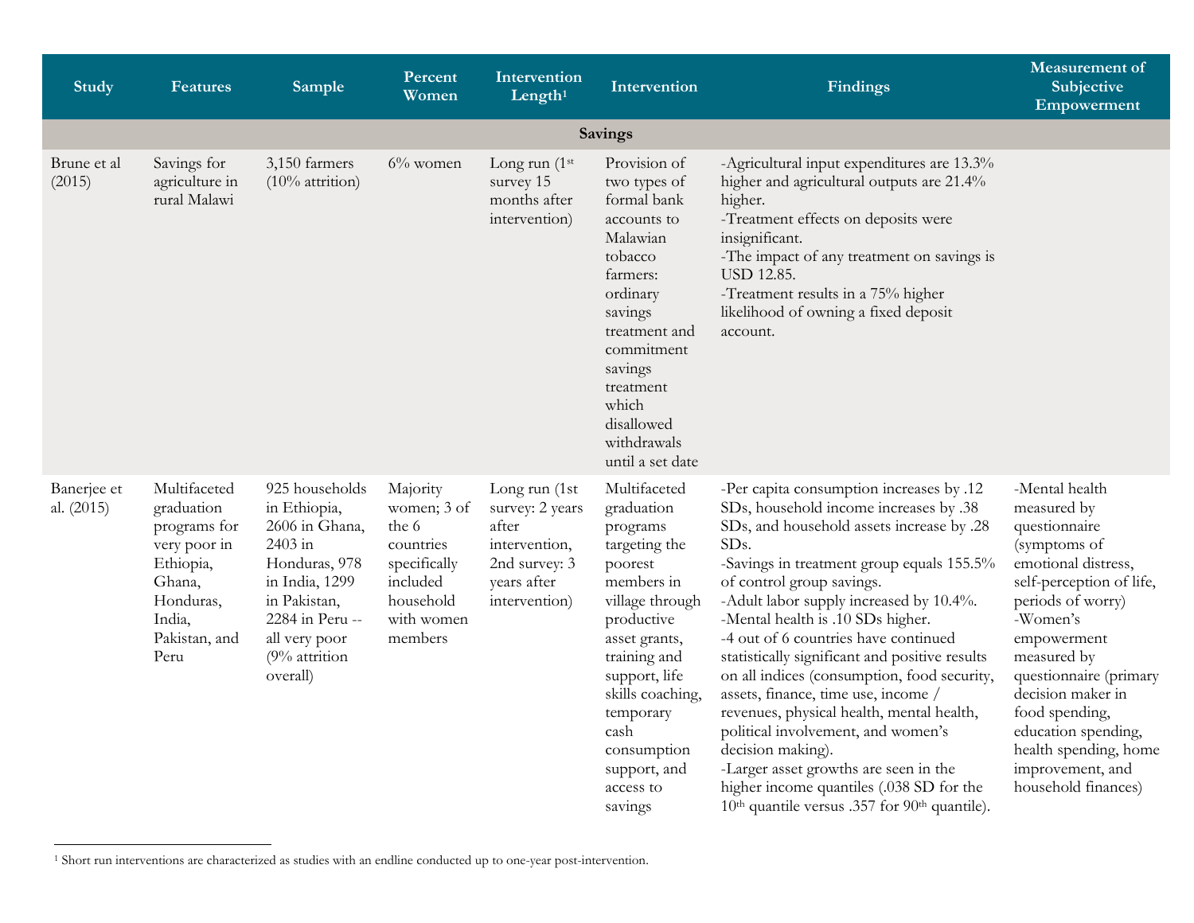| Study | Features | Sample | Percent Women | Intervention Length[1] | Intervention | Findings | Measurement of Subjective Empowerment |
|---|---|---|---|---|---|---|---|
| **Savings** | | | | | | | |
| Brune et al (2015) | Savings for agriculture in rural Malawi | 3,150 farmers (10% attrition) | 6% women | Long run (1st survey 15 months after intervention) | Provision of two types of formal bank accounts to Malawian tobacco farmers: ordinary savings treatment and commitment savings treatment which disallowed withdrawals until a set date | -Agricultural input expenditures are 13.3% higher and agricultural outputs are 21.4% higher.<br>-Treatment effects on deposits were insignificant.<br>-The impact of any treatment on savings is USD 12.85.<br>-Treatment results in a 75% higher likelihood of owning a fixed deposit account. | |
| Banerjee et al. (2015) | Multifaceted graduation programs for very poor in Ethiopia, Ghana, Honduras, India, Pakistan, and Peru | 925 households in Ethiopia, 2606 in Ghana, 2403 in Honduras, 978 in India, 1299 in Pakistan, 2284 in Peru -- all very poor (9% attrition overall) | Majority women; 3 of the 6 countries specifically included household with women members | Long run (1st survey: 2 years after intervention, 2nd survey: 3 years after intervention) | Multifaceted graduation programs targeting the poorest members in village through productive asset grants, training and support, life skills coaching, temporary cash consumption support, and access to savings | -Per capita consumption increases by .12 SDs, household income increases by .38 SDs, and household assets increase by .28 SDs.<br>-Savings in treatment group equals 155.5% of control group savings.<br>-Adult labor supply increased by 10.4%.<br>-Mental health is .10 SDs higher.<br>-4 out of 6 countries have continued statistically significant and positive results on all indices (consumption, food security, assets, finance, time use, income / revenues, physical health, mental health, political involvement, and women's decision making).<br>-Larger asset growths are seen in the higher income quantiles (.038 SD for the 10th quantile versus .357 for 90th quantile). | -Mental health measured by questionnaire (symptoms of emotional distress, self-perception of life, periods of worry)<br>-Women's empowerment measured by questionnaire (primary decision maker in food spending, education spending, health spending, home improvement, and household finances) |

[1] Short run interventions are characterized as studies with an endline conducted up to one-year post-intervention.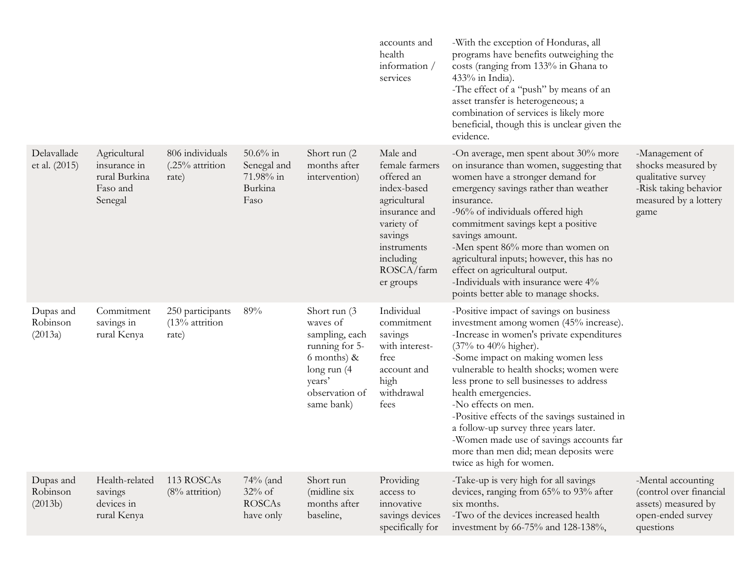| | | | | | accounts and health information / services | -With the exception of Honduras, all programs have benefits outweighing the costs (ranging from 133% in Ghana to 433% in India).<br>-The effect of a "push" by means of an asset transfer is heterogeneous; a combination of services is likely more beneficial, though this is unclear given the evidence. | |
|---|---|---|---|---|---|---|---|
| Delavallade et al. (2015) | Agricultural insurance in rural Burkina Faso and Senegal | 806 individuals (.25% attrition rate) | 50.6% in Senegal and 71.98% in Burkina Faso | Short run (2 months after intervention) | Male and female farmers offered an index-based agricultural insurance and variety of savings instruments including ROSCA/farmer groups | -On average, men spent about 30% more on insurance than women, suggesting that women have a stronger demand for emergency savings rather than weather insurance.<br>-96% of individuals offered high commitment savings kept a positive savings amount.<br>-Men spent 86% more than women on agricultural inputs; however, this has no effect on agricultural output.<br>-Individuals with insurance were 4% points better able to manage shocks. | -Management of shocks measured by qualitative survey<br>-Risk taking behavior measured by a lottery game |
| Dupas and Robinson (2013a) | Commitment savings in rural Kenya | 250 participants (13% attrition rate) | 89% | Short run (3 waves of sampling, each running for 5-6 months) & long run (4 years' observation of same bank) | Individual commitment savings with interest-free account and high withdrawal fees | -Positive impact of savings on business investment among women (45% increase).<br>-Increase in women's private expenditures (37% to 40% higher).<br>-Some impact on making women less vulnerable to health shocks; women were less prone to sell businesses to address health emergencies.<br>-No effects on men.<br>-Positive effects of the savings sustained in a follow-up survey three years later.<br>-Women made use of savings accounts far more than men did; mean deposits were twice as high for women. | |
| Dupas and Robinson (2013b) | Health-related savings devices in rural Kenya | 113 ROSCAs (8% attrition) | 74% (and 32% of ROSCAs have only | Short run (midline six months after baseline, | Providing access to innovative savings devices specifically for | -Take-up is very high for all savings devices, ranging from 65% to 93% after six months.<br>-Two of the devices increased health investment by 66-75% and 128-138%, | -Mental accounting (control over financial assets) measured by open-ended survey questions |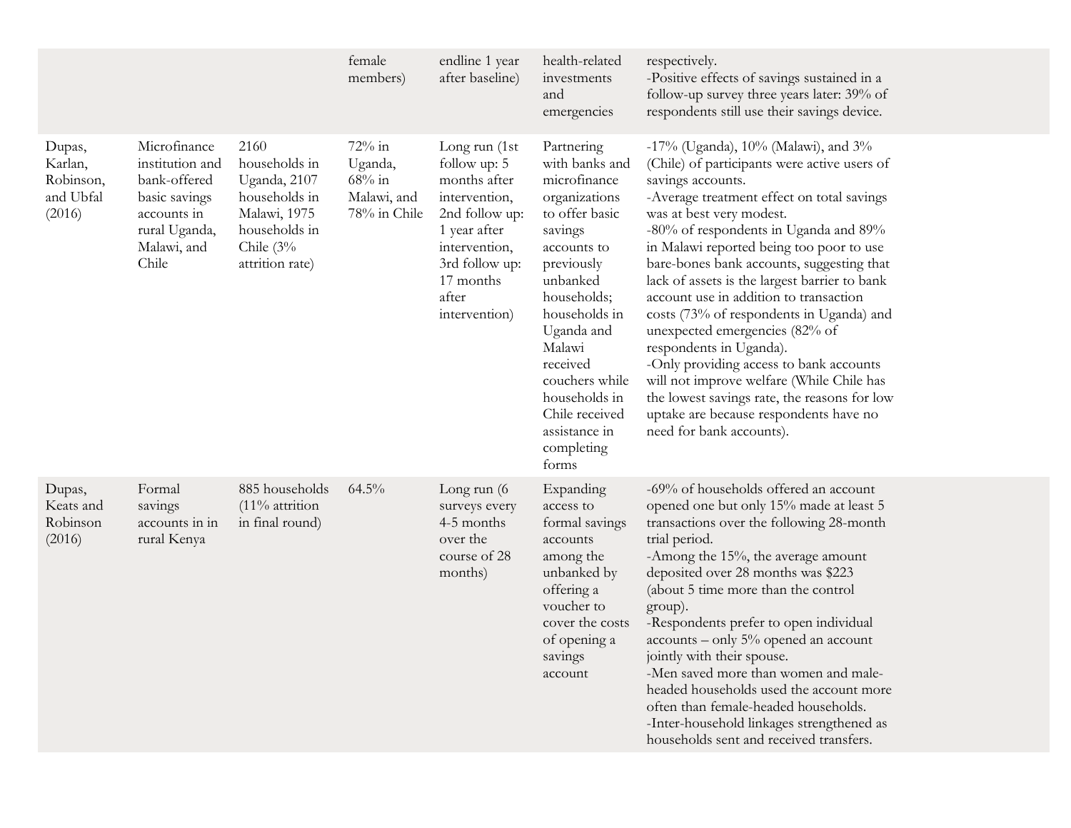| | | | female members) | endline 1 year after baseline) | health-related investments and emergencies | respectively.<br>-Positive effects of savings sustained in a follow-up survey three years later: 39% of respondents still use their savings device. |
|---|---|---|---|---|---|---|
| Dupas, Karlan, Robinson, and Ubfal (2016) | Microfinance institution and bank-offered basic savings accounts in rural Uganda, Malawi, and Chile | 2160 households in Uganda, 2107 households in Malawi, 1975 households in Chile (3% attrition rate) | 72% in Uganda, 68% in Malawi, and 78% in Chile | Long run (1st follow up: 5 months after intervention, 2nd follow up: 1 year after intervention, 3rd follow up: 17 months after intervention) | Partnering with banks and microfinance organizations to offer basic savings accounts to previously unbanked households; households in Uganda and Malawi received couchers while households in Chile received assistance in completing forms | -17% (Uganda), 10% (Malawi), and 3% (Chile) of participants were active users of savings accounts.<br>-Average treatment effect on total savings was at best very modest.<br>-80% of respondents in Uganda and 89% in Malawi reported being too poor to use bare-bones bank accounts, suggesting that lack of assets is the largest barrier to bank account use in addition to transaction costs (73% of respondents in Uganda) and unexpected emergencies (82% of respondents in Uganda).<br>-Only providing access to bank accounts will not improve welfare (While Chile has the lowest savings rate, the reasons for low uptake are because respondents have no need for bank accounts). |
| Dupas, Keats and Robinson (2016) | Formal savings accounts in in rural Kenya | 885 households (11% attrition in final round) | 64.5% | Long run (6 surveys every 4-5 months over the course of 28 months) | Expanding access to formal savings accounts among the unbanked by offering a voucher to cover the costs of opening a savings account | -69% of households offered an account opened one but only 15% made at least 5 transactions over the following 28-month trial period.<br>-Among the 15%, the average amount deposited over 28 months was $223 (about 5 time more than the control group).<br>-Respondents prefer to open individual accounts – only 5% opened an account jointly with their spouse.<br>-Men saved more than women and male-headed households used the account more often than female-headed households.<br>-Inter-household linkages strengthened as households sent and received transfers. |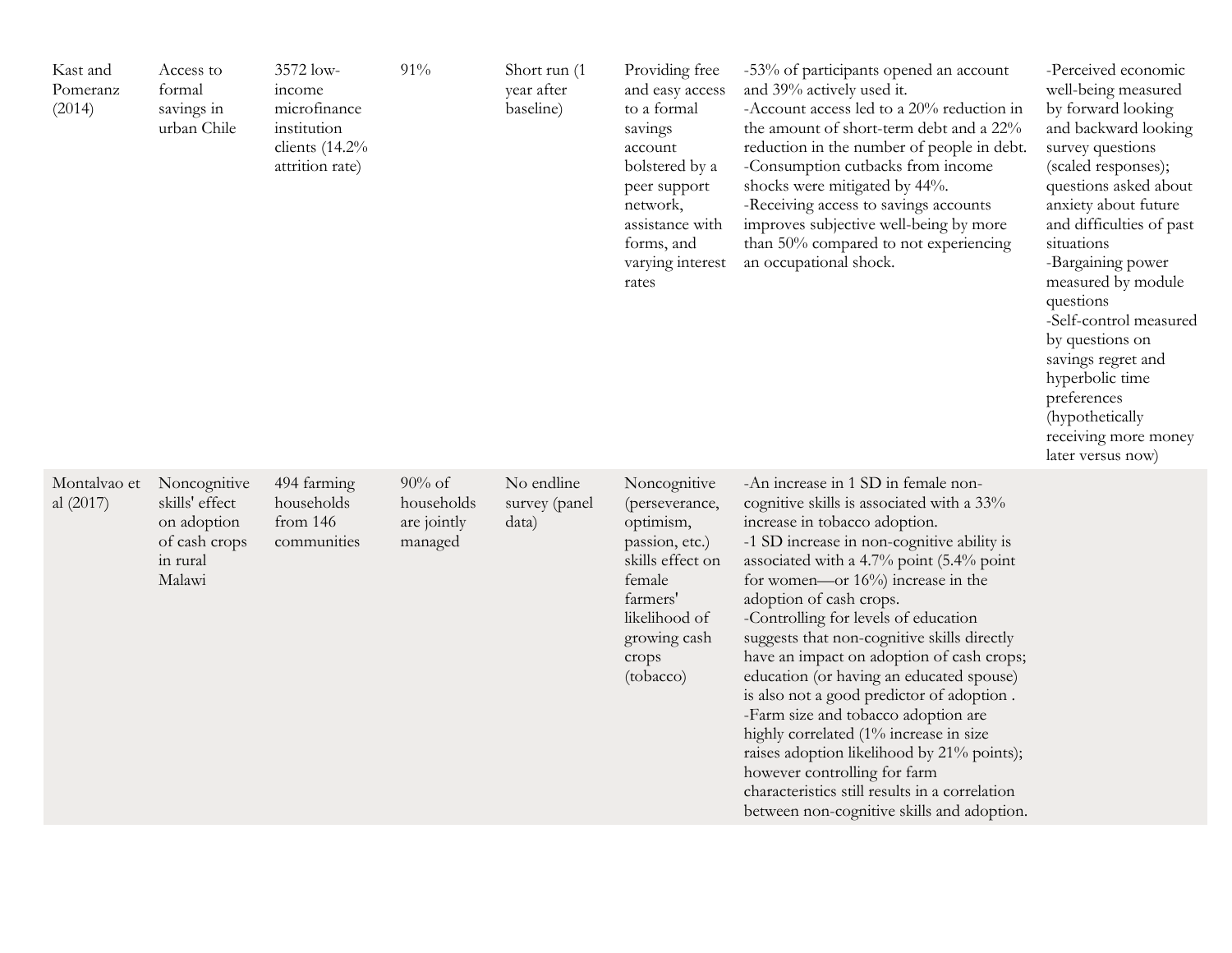| | | | | | | | |
|---|---|---|---|---|---|---|---|
| Kast and Pomeranz (2014) | Access to formal savings in urban Chile | 3572 low-income microfinance institution clients (14.2% attrition rate) | 91% | Short run (1 year after baseline) | Providing free and easy access to a formal savings account bolstered by a peer support network, assistance with forms, and varying interest rates | -53% of participants opened an account and 39% actively used it.<br>-Account access led to a 20% reduction in the amount of short-term debt and a 22% reduction in the number of people in debt.<br>-Consumption cutbacks from income shocks were mitigated by 44%.<br>-Receiving access to savings accounts improves subjective well-being by more than 50% compared to not experiencing an occupational shock. | -Perceived economic well-being measured by forward looking and backward looking survey questions (scaled responses); questions asked about anxiety about future and difficulties of past situations<br>-Bargaining power measured by module questions<br>-Self-control measured by questions on savings regret and hyperbolic time preferences (hypothetically receiving more money later versus now) |
| Montalvao et al (2017) | Noncognitive skills' effect on adoption of cash crops in rural Malawi | 494 farming households from 146 communities | 90% of households are jointly managed | No endline survey (panel data) | Noncognitive (perseverance, optimism, passion, etc.) skills effect on female farmers' likelihood of growing cash crops (tobacco) | -An increase in 1 SD in female non-cognitive skills is associated with a 33% increase in tobacco adoption.<br>-1 SD increase in non-cognitive ability is associated with a 4.7% point (5.4% point for women—or 16%) increase in the adoption of cash crops.<br>-Controlling for levels of education suggests that non-cognitive skills directly have an impact on adoption of cash crops; education (or having an educated spouse) is also not a good predictor of adoption .<br>-Farm size and tobacco adoption are highly correlated (1% increase in size raises adoption likelihood by 21% points); however controlling for farm characteristics still results in a correlation between non-cognitive skills and adoption. | |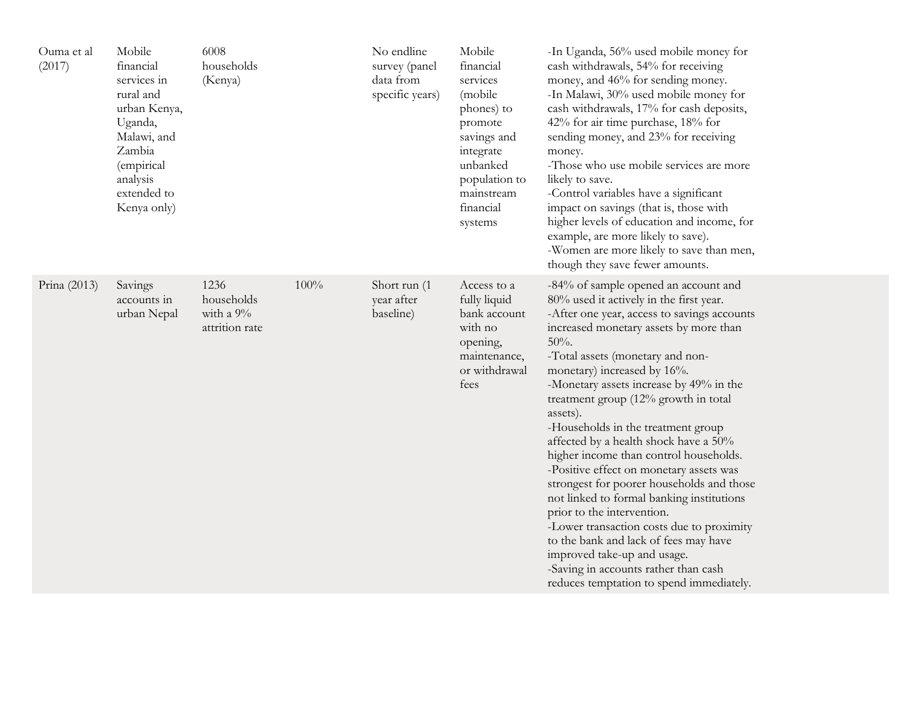| | | | | | | | |
|---|---|---|---|---|---|---|---|
| Ouma et al (2017) | Mobile financial services in rural and urban Kenya, Uganda, Malawi, and Zambia (empirical analysis extended to Kenya only) | 6008 households (Kenya) | | No endline survey (panel data from specific years) | Mobile financial services (mobile phones) to promote savings and integrate unbanked population to mainstream financial systems | -In Uganda, 56% used mobile money for cash withdrawals, 54% for receiving money, and 46% for sending money.<br>-In Malawi, 30% used mobile money for cash withdrawals, 17% for cash deposits, 42% for air time purchase, 18% for sending money, and 23% for receiving money.<br>-Those who use mobile services are more likely to save.<br>-Control variables have a significant impact on savings (that is, those with higher levels of education and income, for example, are more likely to save).<br>-Women are more likely to save than men, though they save fewer amounts. | |
| Prina (2013) | Savings accounts in urban Nepal | 1236 households with a 9% attrition rate | 100% | Short run (1 year after baseline) | Access to a fully liquid bank account with no opening, maintenance, or withdrawal fees | -84% of sample opened an account and 80% used it actively in the first year.<br>-After one year, access to savings accounts increased monetary assets by more than 50%.<br>-Total assets (monetary and non-monetary) increased by 16%.<br>-Monetary assets increase by 49% in the treatment group (12% growth in total assets).<br>-Households in the treatment group affected by a health shock have a 50% higher income than control households.<br>-Positive effect on monetary assets was strongest for poorer households and those not linked to formal banking institutions prior to the intervention.<br>-Lower transaction costs due to proximity to the bank and lack of fees may have improved take-up and usage.<br>-Saving in accounts rather than cash reduces temptation to spend immediately. | |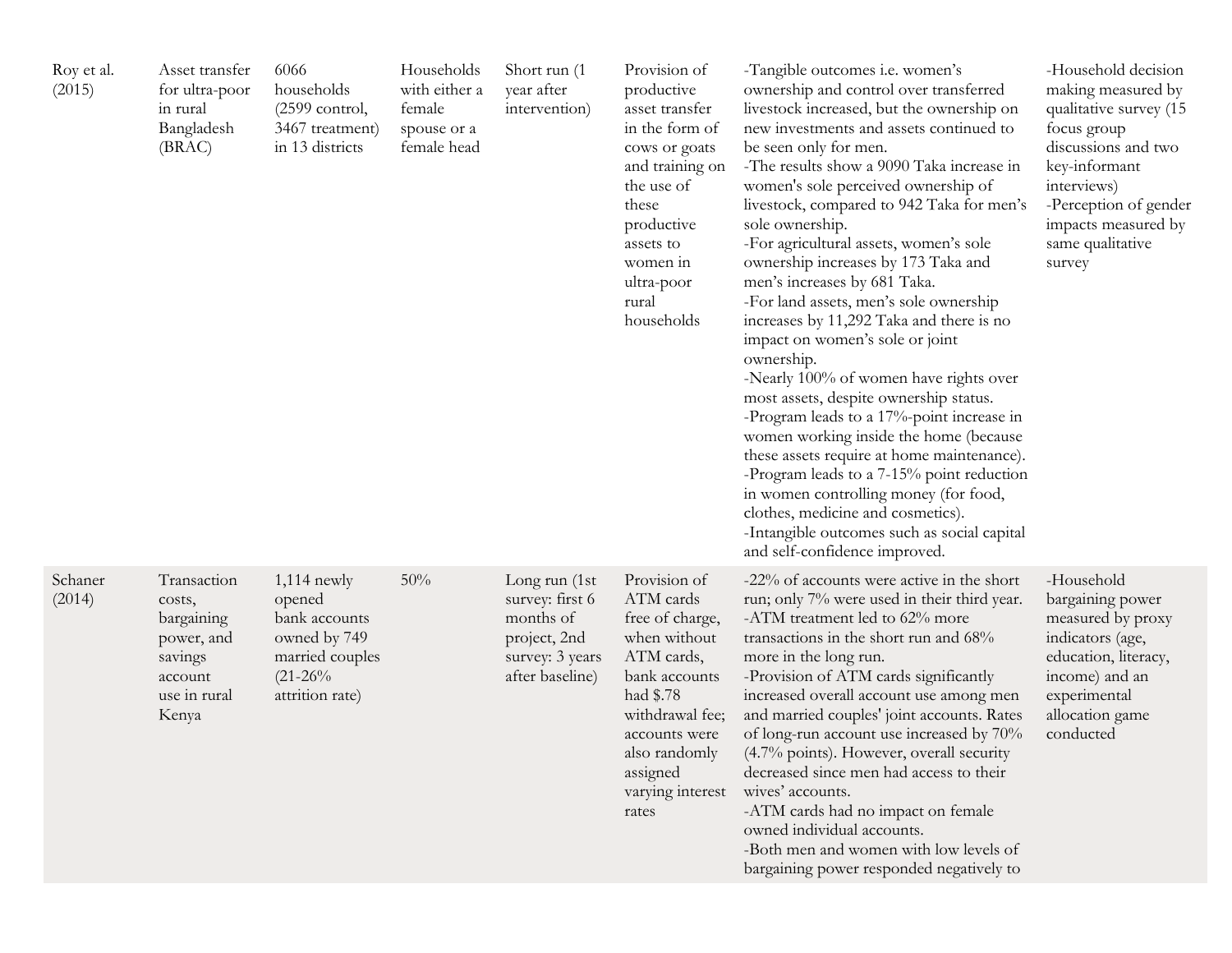| | | | | | | | |
|---|---|---|---|---|---|---|---|
| Roy et al. (2015) | Asset transfer for ultra-poor in rural Bangladesh (BRAC) | 6066 households (2599 control, 3467 treatment) in 13 districts | Households with either a female spouse or a female head | Short run (1 year after intervention) | Provision of productive asset transfer in the form of cows or goats and training on the use of these productive assets to women in ultra-poor rural households | -Tangible outcomes i.e. women's ownership and control over transferred livestock increased, but the ownership on new investments and assets continued to be seen only for men.<br>-The results show a 9090 Taka increase in women's sole perceived ownership of livestock, compared to 942 Taka for men's sole ownership.<br>-For agricultural assets, women's sole ownership increases by 173 Taka and men's increases by 681 Taka.<br>-For land assets, men's sole ownership increases by 11,292 Taka and there is no impact on women's sole or joint ownership.<br>-Nearly 100% of women have rights over most assets, despite ownership status.<br>-Program leads to a 17%-point increase in women working inside the home (because these assets require at home maintenance).<br>-Program leads to a 7-15% point reduction in women controlling money (for food, clothes, medicine and cosmetics).<br>-Intangible outcomes such as social capital and self-confidence improved. | -Household decision making measured by qualitative survey (15 focus group discussions and two key-informant interviews)<br>-Perception of gender impacts measured by same qualitative survey |
| Schaner (2014) | Transaction costs, bargaining power, and savings account use in rural Kenya | 1,114 newly opened bank accounts owned by 749 married couples (21-26% attrition rate) | 50% | Long run (1st survey: first 6 months of project, 2nd survey: 3 years after baseline) | Provision of ATM cards free of charge, when without ATM cards, bank accounts had $.78 withdrawal fee; accounts were also randomly assigned varying interest rates | -22% of accounts were active in the short run; only 7% were used in their third year.<br>-ATM treatment led to 62% more transactions in the short run and 68% more in the long run.<br>-Provision of ATM cards significantly increased overall account use among men and married couples' joint accounts. Rates of long-run account use increased by 70% (4.7% points). However, overall security decreased since men had access to their wives' accounts.<br>-ATM cards had no impact on female owned individual accounts.<br>-Both men and women with low levels of bargaining power responded negatively to | -Household bargaining power measured by proxy indicators (age, education, literacy, income) and an experimental allocation game conducted |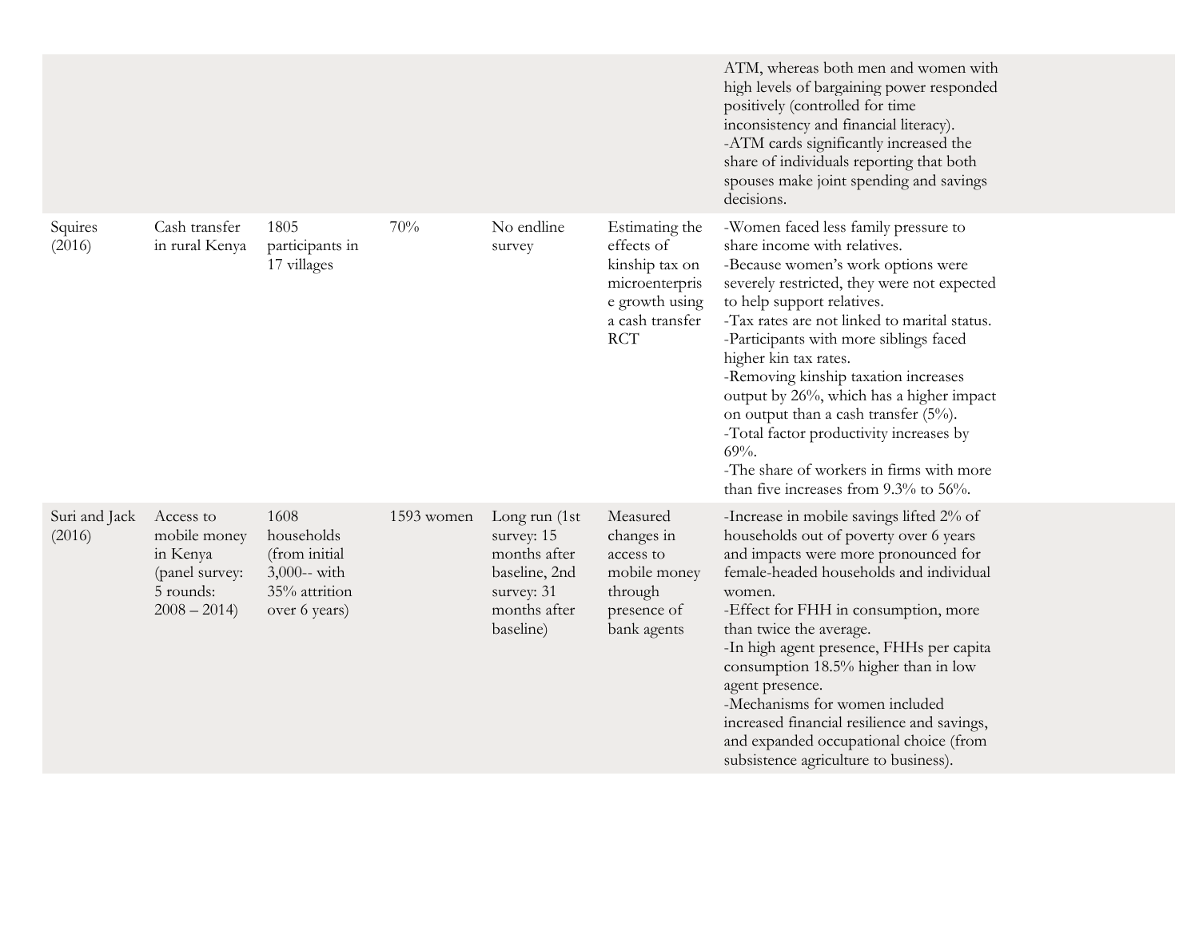| | | | | | | |
|---|---|---|---|---|---|---|
| | | | | | | ATM, whereas both men and women with high levels of bargaining power responded positively (controlled for time inconsistency and financial literacy).<br>-ATM cards significantly increased the share of individuals reporting that both spouses make joint spending and savings decisions. |
| Squires (2016) | Cash transfer in rural Kenya | 1805 participants in 17 villages | 70% | No endline survey | Estimating the effects of kinship tax on microenterprise growth using a cash transfer RCT | -Women faced less family pressure to share income with relatives.<br>-Because women's work options were severely restricted, they were not expected to help support relatives.<br>-Tax rates are not linked to marital status.<br>-Participants with more siblings faced higher kin tax rates.<br>-Removing kinship taxation increases output by 26%, which has a higher impact on output than a cash transfer (5%).<br>-Total factor productivity increases by 69%.<br>-The share of workers in firms with more than five increases from 9.3% to 56%. |
| Suri and Jack (2016) | Access to mobile money in Kenya (panel survey: 5 rounds: 2008 – 2014) | 1608 households (from initial 3,000-- with 35% attrition over 6 years) | 1593 women | Long run (1st survey: 15 months after baseline, 2nd survey: 31 months after baseline) | Measured changes in access to mobile money through presence of bank agents | -Increase in mobile savings lifted 2% of households out of poverty over 6 years and impacts were more pronounced for female-headed households and individual women.<br>-Effect for FHH in consumption, more than twice the average.<br>-In high agent presence, FHHs per capita consumption 18.5% higher than in low agent presence.<br>-Mechanisms for women included increased financial resilience and savings, and expanded occupational choice (from subsistence agriculture to business). |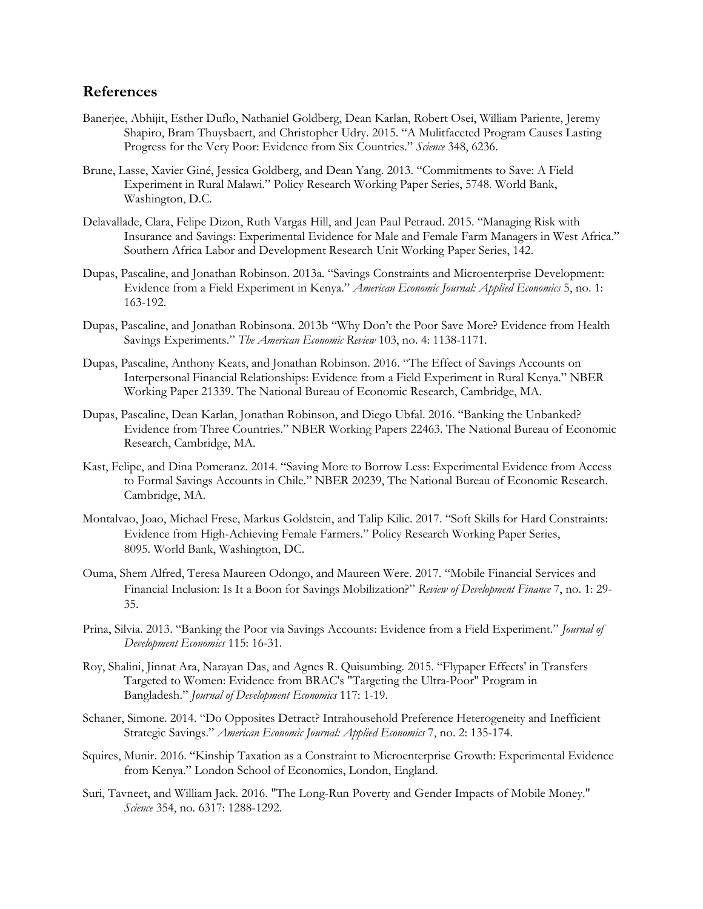## References

Banerjee, Abhijit, Esther Duflo, Nathaniel Goldberg, Dean Karlan, Robert Osei, William Pariente, Jeremy Shapiro, Bram Thuysbaert, and Christopher Udry. 2015. "A Mulitfaceted Program Causes Lasting Progress for the Very Poor: Evidence from Six Countries." *Science* 348, 6236.

Brune, Lasse, Xavier Giné, Jessica Goldberg, and Dean Yang. 2013. "Commitments to Save: A Field Experiment in Rural Malawi." Policy Research Working Paper Series, 5748. World Bank, Washington, D.C.

Delavallade, Clara, Felipe Dizon, Ruth Vargas Hill, and Jean Paul Petraud. 2015. "Managing Risk with Insurance and Savings: Experimental Evidence for Male and Female Farm Managers in West Africa." Southern Africa Labor and Development Research Unit Working Paper Series, 142.

Dupas, Pascaline, and Jonathan Robinson. 2013a. "Savings Constraints and Microenterprise Development: Evidence from a Field Experiment in Kenya." *American Economic Journal: Applied Economics* 5, no. 1: 163-192.

Dupas, Pascaline, and Jonathan Robinsona. 2013b "Why Don't the Poor Save More? Evidence from Health Savings Experiments." *The American Economic Review* 103, no. 4: 1138-1171.

Dupas, Pascaline, Anthony Keats, and Jonathan Robinson. 2016. "The Effect of Savings Accounts on Interpersonal Financial Relationships: Evidence from a Field Experiment in Rural Kenya." NBER Working Paper 21339. The National Bureau of Economic Research, Cambridge, MA.

Dupas, Pascaline, Dean Karlan, Jonathan Robinson, and Diego Ubfal. 2016. "Banking the Unbanked? Evidence from Three Countries." NBER Working Papers 22463. The National Bureau of Economic Research, Cambridge, MA.

Kast, Felipe, and Dina Pomeranz. 2014. "Saving More to Borrow Less: Experimental Evidence from Access to Formal Savings Accounts in Chile." NBER 20239, The National Bureau of Economic Research. Cambridge, MA.

Montalvao, Joao, Michael Frese, Markus Goldstein, and Talip Kilic. 2017. "Soft Skills for Hard Constraints: Evidence from High-Achieving Female Farmers." Policy Research Working Paper Series, 8095. World Bank, Washington, DC.

Ouma, Shem Alfred, Teresa Maureen Odongo, and Maureen Were. 2017. "Mobile Financial Services and Financial Inclusion: Is It a Boon for Savings Mobilization?" *Review of Development Finance* 7, no. 1: 29-35.

Prina, Silvia. 2013. "Banking the Poor via Savings Accounts: Evidence from a Field Experiment." *Journal of Development Economics* 115: 16-31.

Roy, Shalini, Jinnat Ara, Narayan Das, and Agnes R. Quisumbing. 2015. "Flypaper Effects' in Transfers Targeted to Women: Evidence from BRAC's "Targeting the Ultra-Poor" Program in Bangladesh." *Journal of Development Economics* 117: 1-19.

Schaner, Simone. 2014. "Do Opposites Detract? Intrahousehold Preference Heterogeneity and Inefficient Strategic Savings." *American Economic Journal: Applied Economics* 7, no. 2: 135-174.

Squires, Munir. 2016. "Kinship Taxation as a Constraint to Microenterprise Growth: Experimental Evidence from Kenya." London School of Economics, London, England.

Suri, Tavneet, and William Jack. 2016. "The Long-Run Poverty and Gender Impacts of Mobile Money." *Science* 354, no. 6317: 1288-1292.